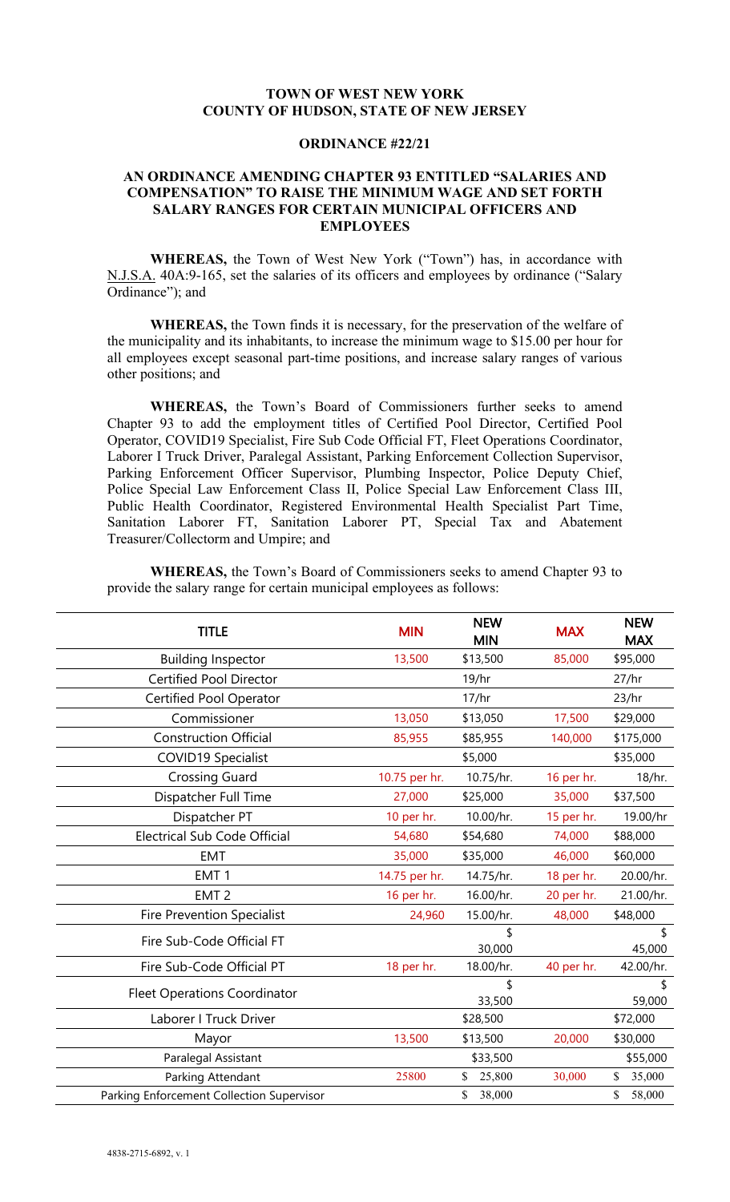**TOWN OF WEST NEW YORK**
**COUNTY OF HUDSON, STATE OF NEW JERSEY**

**ORDINANCE #22/21**

**AN ORDINANCE AMENDING CHAPTER 93 ENTITLED "SALARIES AND COMPENSATION" TO RAISE THE MINIMUM WAGE AND SET FORTH SALARY RANGES FOR CERTAIN MUNICIPAL OFFICERS AND EMPLOYEES**

**WHEREAS,** the Town of West New York ("Town") has, in accordance with N.J.S.A. 40A:9-165, set the salaries of its officers and employees by ordinance ("Salary Ordinance"); and

**WHEREAS,** the Town finds it is necessary, for the preservation of the welfare of the municipality and its inhabitants, to increase the minimum wage to $15.00 per hour for all employees except seasonal part-time positions, and increase salary ranges of various other positions; and

**WHEREAS,** the Town's Board of Commissioners further seeks to amend Chapter 93 to add the employment titles of Certified Pool Director, Certified Pool Operator, COVID19 Specialist, Fire Sub Code Official FT, Fleet Operations Coordinator, Laborer I Truck Driver, Paralegal Assistant, Parking Enforcement Collection Supervisor, Parking Enforcement Officer Supervisor, Plumbing Inspector, Police Deputy Chief, Police Special Law Enforcement Class II, Police Special Law Enforcement Class III, Public Health Coordinator, Registered Environmental Health Specialist Part Time, Sanitation Laborer FT, Sanitation Laborer PT, Special Tax and Abatement Treasurer/Collectorm and Umpire; and

**WHEREAS,** the Town's Board of Commissioners seeks to amend Chapter 93 to provide the salary range for certain municipal employees as follows:

| TITLE | MIN | NEW MIN | MAX | NEW MAX |
|---|---|---|---|---|
| Building Inspector | 13,500 | $13,500 | 85,000 | $95,000 |
| Certified Pool Director | | 19/hr | | 27/hr |
| Certified Pool Operator | | 17/hr | | 23/hr |
| Commissioner | 13,050 | $13,050 | 17,500 | $29,000 |
| Construction Official | 85,955 | $85,955 | 140,000 | $175,000 |
| COVID19 Specialist | | $5,000 | | $35,000 |
| Crossing Guard | 10.75 per hr. | 10.75/hr. | 16 per hr. | 18/hr. |
| Dispatcher Full Time | 27,000 | $25,000 | 35,000 | $37,500 |
| Dispatcher PT | 10 per hr. | 10.00/hr. | 15 per hr. | 19.00/hr |
| Electrical Sub Code Official | 54,680 | $54,680 | 74,000 | $88,000 |
| EMT | 35,000 | $35,000 | 46,000 | $60,000 |
| EMT 1 | 14.75 per hr. | 14.75/hr. | 18 per hr. | 20.00/hr. |
| EMT 2 | 16 per hr. | 16.00/hr. | 20 per hr. | 21.00/hr. |
| Fire Prevention Specialist | 24,960 | 15.00/hr. | 48,000 | $48,000 |
| Fire Sub-Code Official FT | | $ 30,000 | | $ 45,000 |
| Fire Sub-Code Official PT | 18 per hr. | 18.00/hr. | 40 per hr. | 42.00/hr. |
| Fleet Operations Coordinator | | $ 33,500 | | $ 59,000 |
| Laborer I Truck Driver | | $28,500 | | $72,000 |
| Mayor | 13,500 | $13,500 | 20,000 | $30,000 |
| Paralegal Assistant | | $33,500 | | $55,000 |
| Parking Attendant | 25800 | $ 25,800 | 30,000 | $ 35,000 |
| Parking Enforcement Collection Supervisor | | $ 38,000 | | $ 58,000 |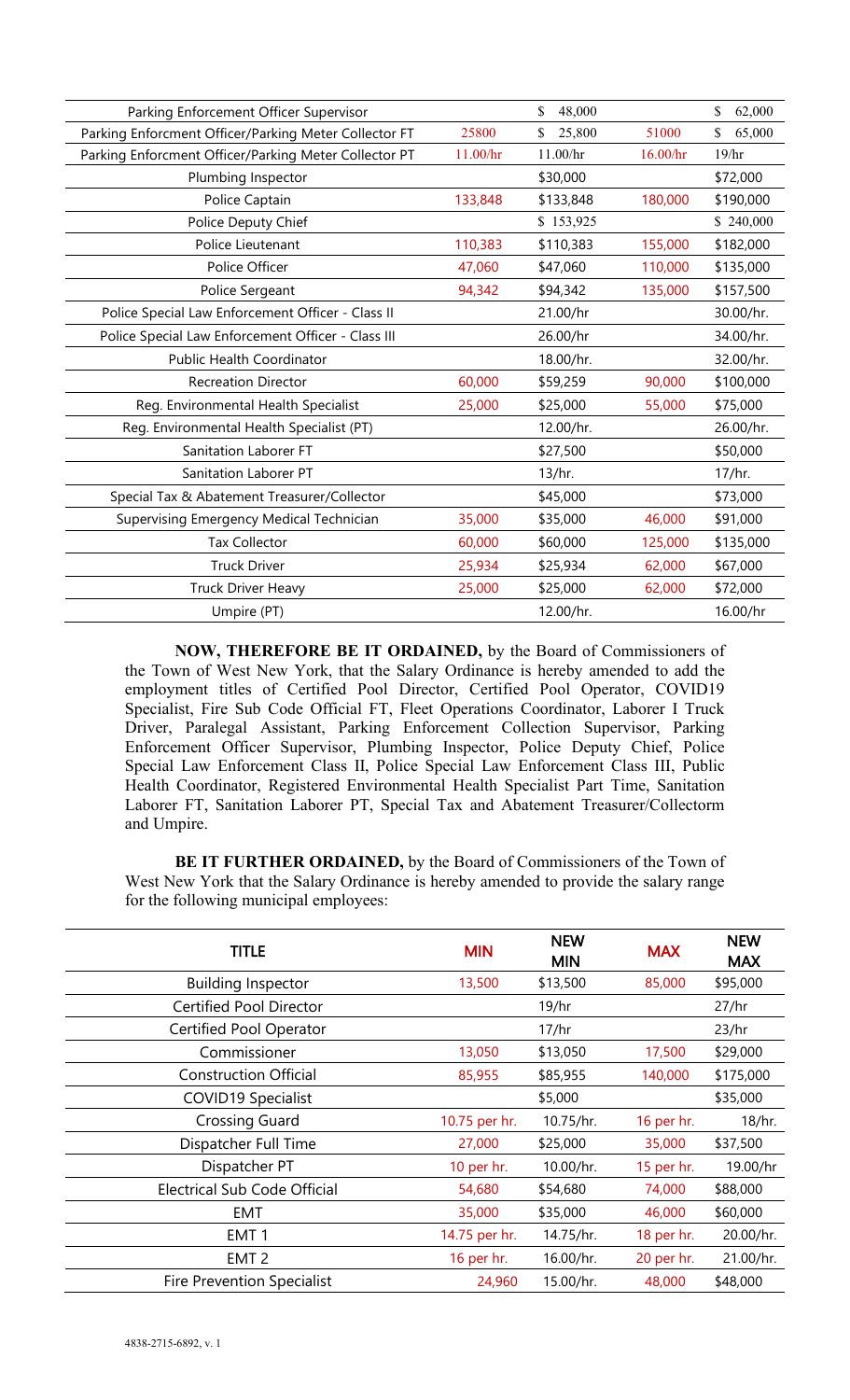| Parking Enforcement Officer Supervisor | | $ 48,000 | | $ 62,000 |
|---|---|---|---|---|
| Parking Enforcment Officer/Parking Meter Collector FT | 25800 | $ 25,800 | 51000 | $ 65,000 |
| Parking Enforcment Officer/Parking Meter Collector PT | 11.00/hr | 11.00/hr | 16.00/hr | 19/hr |
| Plumbing Inspector | | $30,000 | | $72,000 |
| Police Captain | 133,848 | $133,848 | 180,000 | $190,000 |
| Police Deputy Chief | | $ 153,925 | | $ 240,000 |
| Police Lieutenant | 110,383 | $110,383 | 155,000 | $182,000 |
| Police Officer | 47,060 | $47,060 | 110,000 | $135,000 |
| Police Sergeant | 94,342 | $94,342 | 135,000 | $157,500 |
| Police Special Law Enforcement Officer - Class II | | 21.00/hr | | 30.00/hr. |
| Police Special Law Enforcement Officer - Class III | | 26.00/hr | | 34.00/hr. |
| Public Health Coordinator | | 18.00/hr. | | 32.00/hr. |
| Recreation Director | 60,000 | $59,259 | 90,000 | $100,000 |
| Reg. Environmental Health Specialist | 25,000 | $25,000 | 55,000 | $75,000 |
| Reg. Environmental Health Specialist (PT) | | 12.00/hr. | | 26.00/hr. |
| Sanitation Laborer FT | | $27,500 | | $50,000 |
| Sanitation Laborer PT | | 13/hr. | | 17/hr. |
| Special Tax & Abatement Treasurer/Collector | | $45,000 | | $73,000 |
| Supervising Emergency Medical Technician | 35,000 | $35,000 | 46,000 | $91,000 |
| Tax Collector | 60,000 | $60,000 | 125,000 | $135,000 |
| Truck Driver | 25,934 | $25,934 | 62,000 | $67,000 |
| Truck Driver Heavy | 25,000 | $25,000 | 62,000 | $72,000 |
| Umpire (PT) | | 12.00/hr. | | 16.00/hr |

**NOW, THEREFORE BE IT ORDAINED,** by the Board of Commissioners of the Town of West New York, that the Salary Ordinance is hereby amended to add the employment titles of Certified Pool Director, Certified Pool Operator, COVID19 Specialist, Fire Sub Code Official FT, Fleet Operations Coordinator, Laborer I Truck Driver, Paralegal Assistant, Parking Enforcement Collection Supervisor, Parking Enforcement Officer Supervisor, Plumbing Inspector, Police Deputy Chief, Police Special Law Enforcement Class II, Police Special Law Enforcement Class III, Public Health Coordinator, Registered Environmental Health Specialist Part Time, Sanitation Laborer FT, Sanitation Laborer PT, Special Tax and Abatement Treasurer/Collectorm and Umpire.

**BE IT FURTHER ORDAINED,** by the Board of Commissioners of the Town of West New York that the Salary Ordinance is hereby amended to provide the salary range for the following municipal employees:

| TITLE | MIN | NEW MIN | MAX | NEW MAX |
|---|---|---|---|---|
| Building Inspector | 13,500 | $13,500 | 85,000 | $95,000 |
| Certified Pool Director | | 19/hr | | 27/hr |
| Certified Pool Operator | | 17/hr | | 23/hr |
| Commissioner | 13,050 | $13,050 | 17,500 | $29,000 |
| Construction Official | 85,955 | $85,955 | 140,000 | $175,000 |
| COVID19 Specialist | | $5,000 | | $35,000 |
| Crossing Guard | 10.75 per hr. | 10.75/hr. | 16 per hr. | 18/hr. |
| Dispatcher Full Time | 27,000 | $25,000 | 35,000 | $37,500 |
| Dispatcher PT | 10 per hr. | 10.00/hr. | 15 per hr. | 19.00/hr |
| Electrical Sub Code Official | 54,680 | $54,680 | 74,000 | $88,000 |
| EMT | 35,000 | $35,000 | 46,000 | $60,000 |
| EMT 1 | 14.75 per hr. | 14.75/hr. | 18 per hr. | 20.00/hr. |
| EMT 2 | 16 per hr. | 16.00/hr. | 20 per hr. | 21.00/hr. |
| Fire Prevention Specialist | 24,960 | 15.00/hr. | 48,000 | $48,000 |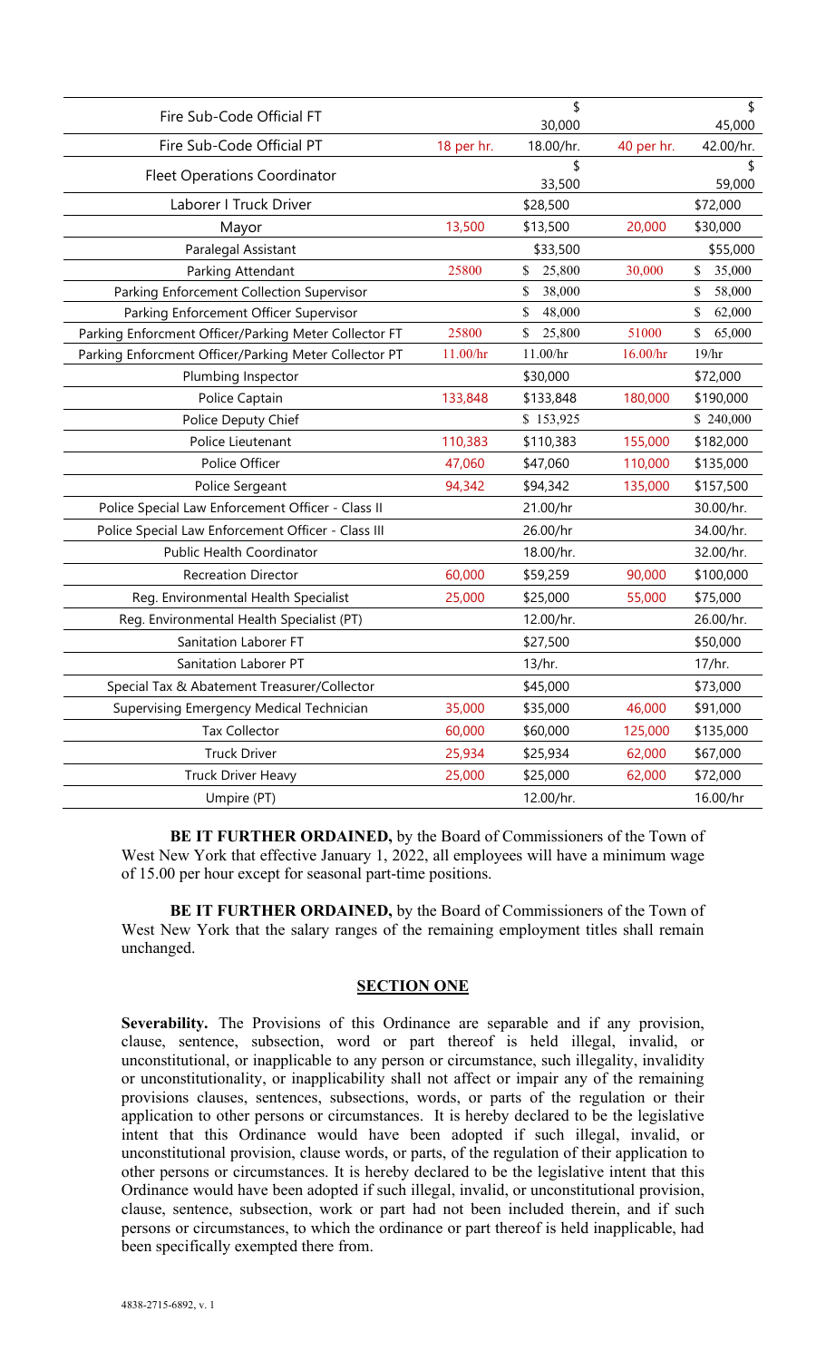| Fire Sub-Code Official FT | | $ 30,000 | | $ 45,000 |
|---|---|---|---|---|
| Fire Sub-Code Official PT | 18 per hr. | 18.00/hr. | 40 per hr. | 42.00/hr. |
| Fleet Operations Coordinator | | $ 33,500 | | $ 59,000 |
| Laborer I Truck Driver | | $28,500 | | $72,000 |
| Mayor | 13,500 | $13,500 | 20,000 | $30,000 |
| Paralegal Assistant | | $33,500 | | $55,000 |
| Parking Attendant | 25800 | $ 25,800 | 30,000 | $ 35,000 |
| Parking Enforcement Collection Supervisor | | $ 38,000 | | $ 58,000 |
| Parking Enforcement Officer Supervisor | | $ 48,000 | | $ 62,000 |
| Parking Enforcment Officer/Parking Meter Collector FT | 25800 | $ 25,800 | 51000 | $ 65,000 |
| Parking Enforcment Officer/Parking Meter Collector PT | 11.00/hr | 11.00/hr | 16.00/hr | 19/hr |
| Plumbing Inspector | | $30,000 | | $72,000 |
| Police Captain | 133,848 | $133,848 | 180,000 | $190,000 |
| Police Deputy Chief | | $ 153,925 | | $ 240,000 |
| Police Lieutenant | 110,383 | $110,383 | 155,000 | $182,000 |
| Police Officer | 47,060 | $47,060 | 110,000 | $135,000 |
| Police Sergeant | 94,342 | $94,342 | 135,000 | $157,500 |
| Police Special Law Enforcement Officer - Class II | | 21.00/hr | | 30.00/hr. |
| Police Special Law Enforcement Officer - Class III | | 26.00/hr | | 34.00/hr. |
| Public Health Coordinator | | 18.00/hr. | | 32.00/hr. |
| Recreation Director | 60,000 | $59,259 | 90,000 | $100,000 |
| Reg. Environmental Health Specialist | 25,000 | $25,000 | 55,000 | $75,000 |
| Reg. Environmental Health Specialist (PT) | | 12.00/hr. | | 26.00/hr. |
| Sanitation Laborer FT | | $27,500 | | $50,000 |
| Sanitation Laborer PT | | 13/hr. | | 17/hr. |
| Special Tax & Abatement Treasurer/Collector | | $45,000 | | $73,000 |
| Supervising Emergency Medical Technician | 35,000 | $35,000 | 46,000 | $91,000 |
| Tax Collector | 60,000 | $60,000 | 125,000 | $135,000 |
| Truck Driver | 25,934 | $25,934 | 62,000 | $67,000 |
| Truck Driver Heavy | 25,000 | $25,000 | 62,000 | $72,000 |
| Umpire (PT) | | 12.00/hr. | | 16.00/hr |

**BE IT FURTHER ORDAINED,** by the Board of Commissioners of the Town of West New York that effective January 1, 2022, all employees will have a minimum wage of 15.00 per hour except for seasonal part-time positions.

**BE IT FURTHER ORDAINED,** by the Board of Commissioners of the Town of West New York that the salary ranges of the remaining employment titles shall remain unchanged.

## SECTION ONE

**Severability.** The Provisions of this Ordinance are separable and if any provision, clause, sentence, subsection, word or part thereof is held illegal, invalid, or unconstitutional, or inapplicable to any person or circumstance, such illegality, invalidity or unconstitutionality, or inapplicability shall not affect or impair any of the remaining provisions clauses, sentences, subsections, words, or parts of the regulation or their application to other persons or circumstances. It is hereby declared to be the legislative intent that this Ordinance would have been adopted if such illegal, invalid, or unconstitutional provision, clause words, or parts, of the regulation of their application to other persons or circumstances. It is hereby declared to be the legislative intent that this Ordinance would have been adopted if such illegal, invalid, or unconstitutional provision, clause, sentence, subsection, work or part had not been included therein, and if such persons or circumstances, to which the ordinance or part thereof is held inapplicable, had been specifically exempted there from.

4838-2715-6892, v. 1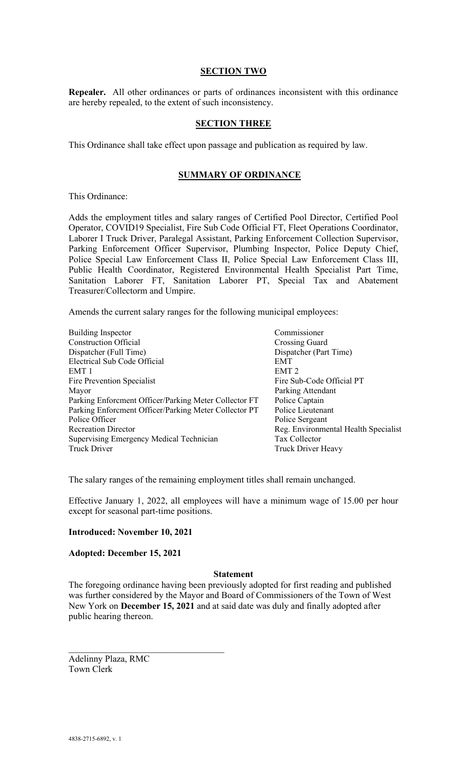## SECTION TWO

**Repealer.** All other ordinances or parts of ordinances inconsistent with this ordinance are hereby repealed, to the extent of such inconsistency.

## SECTION THREE

This Ordinance shall take effect upon passage and publication as required by law.

## SUMMARY OF ORDINANCE

This Ordinance:

Adds the employment titles and salary ranges of Certified Pool Director, Certified Pool Operator, COVID19 Specialist, Fire Sub Code Official FT, Fleet Operations Coordinator, Laborer I Truck Driver, Paralegal Assistant, Parking Enforcement Collection Supervisor, Parking Enforcement Officer Supervisor, Plumbing Inspector, Police Deputy Chief, Police Special Law Enforcement Class II, Police Special Law Enforcement Class III, Public Health Coordinator, Registered Environmental Health Specialist Part Time, Sanitation Laborer FT, Sanitation Laborer PT, Special Tax and Abatement Treasurer/Collectorm and Umpire.

Amends the current salary ranges for the following municipal employees:

| | |
|---|---|
| Building Inspector | Commissioner |
| Construction Official | Crossing Guard |
| Dispatcher (Full Time) | Dispatcher (Part Time) |
| Electrical Sub Code Official | EMT |
| EMT 1 | EMT 2 |
| Fire Prevention Specialist | Fire Sub-Code Official PT |
| Mayor | Parking Attendant |
| Parking Enforcment Officer/Parking Meter Collector FT | Police Captain |
| Parking Enforcment Officer/Parking Meter Collector PT | Police Lieutenant |
| Police Officer | Police Sergeant |
| Recreation Director | Reg. Environmental Health Specialist |
| Supervising Emergency Medical Technician | Tax Collector |
| Truck Driver | Truck Driver Heavy |

The salary ranges of the remaining employment titles shall remain unchanged.

Effective January 1, 2022, all employees will have a minimum wage of 15.00 per hour except for seasonal part-time positions.

**Introduced: November 10, 2021**

**Adopted: December 15, 2021**

**Statement**

The foregoing ordinance having been previously adopted for first reading and published was further considered by the Mayor and Board of Commissioners of the Town of West New York on **December 15, 2021** and at said date was duly and finally adopted after public hearing thereon.

\_\_\_\_\_\_\_\_\_\_\_\_\_\_\_\_\_\_\_\_\_\_\_\_\_\_\_\_\_\_\_\_\_\_

Adelinny Plaza, RMC
Town Clerk

4838-2715-6892, v. 1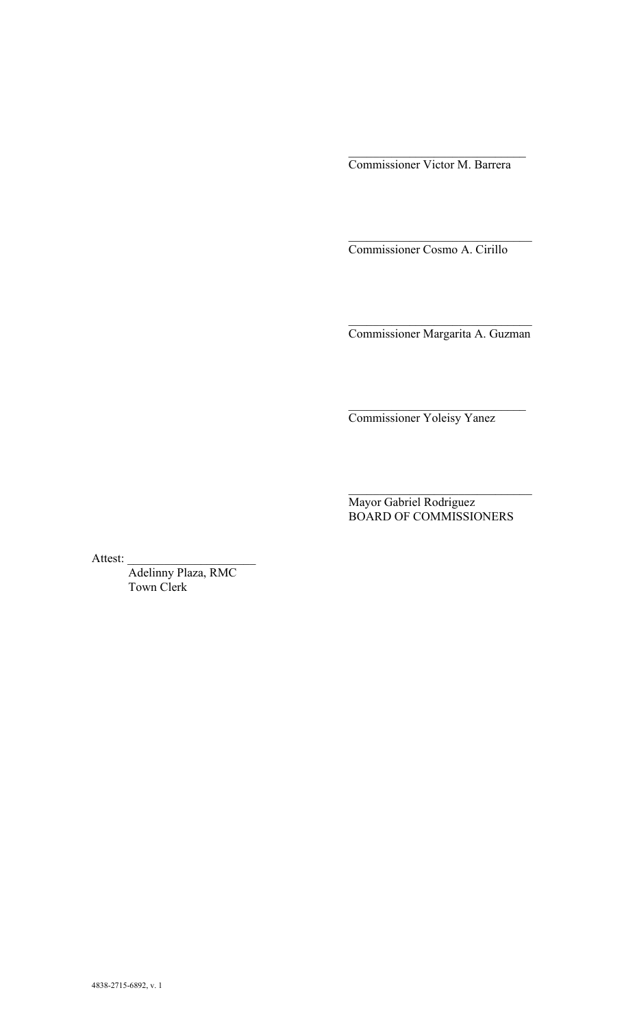\_\_\_\_\_\_\_\_\_\_\_\_\_\_\_\_\_\_\_\_\_\_\_\_\_\_\_\_\_\_
Commissioner Victor M. Barrera

\_\_\_\_\_\_\_\_\_\_\_\_\_\_\_\_\_\_\_\_\_\_\_\_\_\_\_\_\_\_
Commissioner Cosmo A. Cirillo

\_\_\_\_\_\_\_\_\_\_\_\_\_\_\_\_\_\_\_\_\_\_\_\_\_\_\_\_\_\_
Commissioner Margarita A. Guzman

\_\_\_\_\_\_\_\_\_\_\_\_\_\_\_\_\_\_\_\_\_\_\_\_\_\_\_\_\_\_
Commissioner Yoleisy Yanez

\_\_\_\_\_\_\_\_\_\_\_\_\_\_\_\_\_\_\_\_\_\_\_\_\_\_\_\_\_\_
Mayor Gabriel Rodriguez
BOARD OF COMMISSIONERS

Attest: \_\_\_\_\_\_\_\_\_\_\_\_\_\_\_\_\_\_\_\_\_\_
Adelinny Plaza, RMC
Town Clerk

4838-2715-6892, v. 1